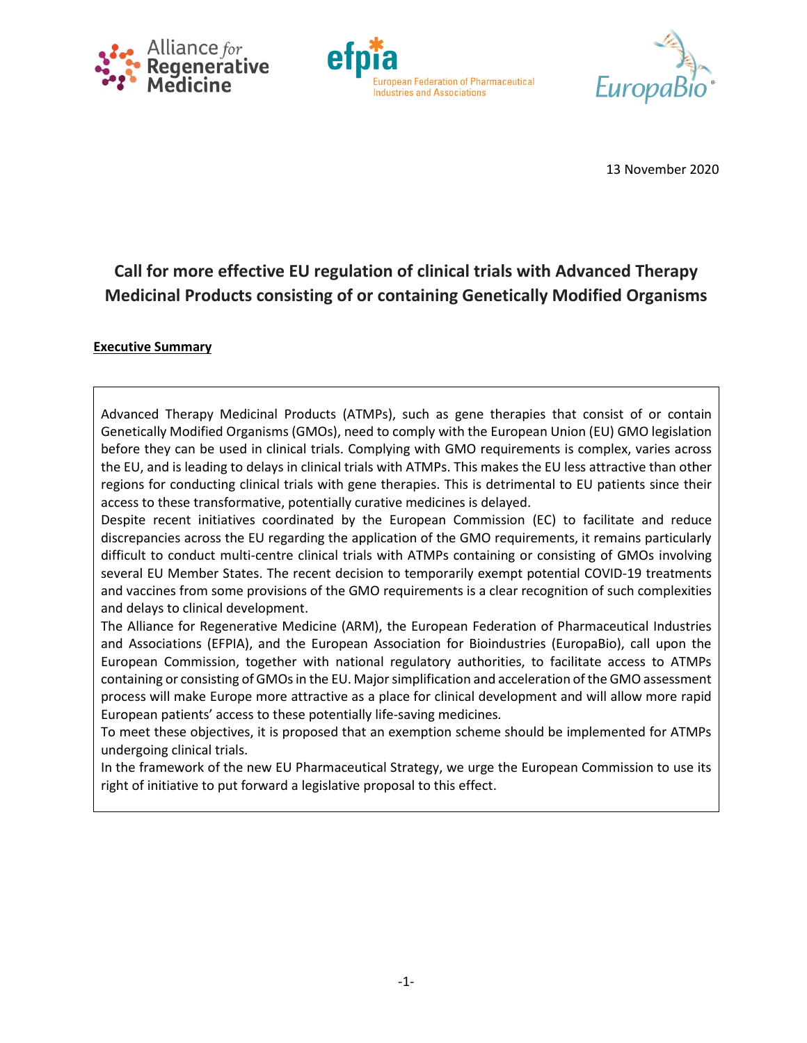13 November 2020

# Call for more effective EU regulation of clinical trials with Advanced Therapy Medicinal Products consisting of or containing Genetically Modified Organisms

## Executive Summary

Advanced Therapy Medicinal Products (ATMPs), such as gene therapies that consist of or contain Genetically Modified Organisms (GMOs), need to comply with the European Union (EU) GMO legislation before they can be used in clinical trials. Complying with GMO requirements is complex, varies across the EU, and is leading to delays in clinical trials with ATMPs. This makes the EU less attractive than other regions for conducting clinical trials with gene therapies. This is detrimental to EU patients since their access to these transformative, potentially curative medicines is delayed.

Despite recent initiatives coordinated by the European Commission (EC) to facilitate and reduce discrepancies across the EU regarding the application of the GMO requirements, it remains particularly difficult to conduct multi-centre clinical trials with ATMPs containing or consisting of GMOs involving several EU Member States. The recent decision to temporarily exempt potential COVID-19 treatments and vaccines from some provisions of the GMO requirements is a clear recognition of such complexities and delays to clinical development.

The Alliance for Regenerative Medicine (ARM), the European Federation of Pharmaceutical Industries and Associations (EFPIA), and the European Association for Bioindustries (EuropaBio), call upon the European Commission, together with national regulatory authorities, to facilitate access to ATMPs containing or consisting of GMOs in the EU. Major simplification and acceleration of the GMO assessment process will make Europe more attractive as a place for clinical development and will allow more rapid European patients' access to these potentially life-saving medicines.

To meet these objectives, it is proposed that an exemption scheme should be implemented for ATMPs undergoing clinical trials.

In the framework of the new EU Pharmaceutical Strategy, we urge the European Commission to use its right of initiative to put forward a legislative proposal to this effect.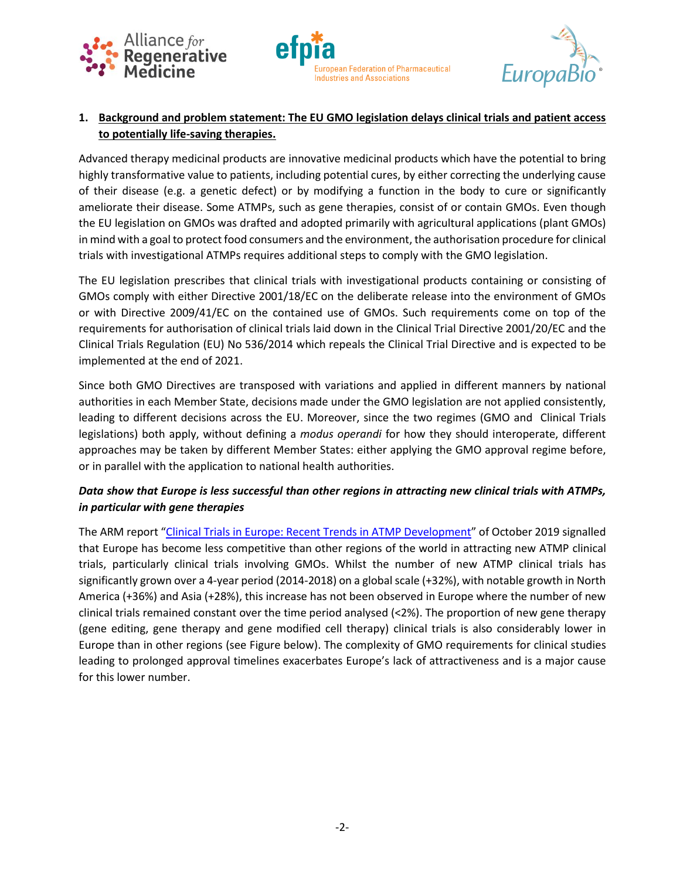## 1. Background and problem statement: The EU GMO legislation delays clinical trials and patient access to potentially life-saving therapies.

Advanced therapy medicinal products are innovative medicinal products which have the potential to bring highly transformative value to patients, including potential cures, by either correcting the underlying cause of their disease (e.g. a genetic defect) or by modifying a function in the body to cure or significantly ameliorate their disease. Some ATMPs, such as gene therapies, consist of or contain GMOs. Even though the EU legislation on GMOs was drafted and adopted primarily with agricultural applications (plant GMOs) in mind with a goal to protect food consumers and the environment, the authorisation procedure for clinical trials with investigational ATMPs requires additional steps to comply with the GMO legislation.

The EU legislation prescribes that clinical trials with investigational products containing or consisting of GMOs comply with either Directive 2001/18/EC on the deliberate release into the environment of GMOs or with Directive 2009/41/EC on the contained use of GMOs. Such requirements come on top of the requirements for authorisation of clinical trials laid down in the Clinical Trial Directive 2001/20/EC and the Clinical Trials Regulation (EU) No 536/2014 which repeals the Clinical Trial Directive and is expected to be implemented at the end of 2021.

Since both GMO Directives are transposed with variations and applied in different manners by national authorities in each Member State, decisions made under the GMO legislation are not applied consistently, leading to different decisions across the EU. Moreover, since the two regimes (GMO and Clinical Trials legislations) both apply, without defining a *modus operandi* for how they should interoperate, different approaches may be taken by different Member States: either applying the GMO approval regime before, or in parallel with the application to national health authorities.

***Data show that Europe is less successful than other regions in attracting new clinical trials with ATMPs, in particular with gene therapies***

The ARM report "Clinical Trials in Europe: Recent Trends in ATMP Development" of October 2019 signalled that Europe has become less competitive than other regions of the world in attracting new ATMP clinical trials, particularly clinical trials involving GMOs. Whilst the number of new ATMP clinical trials has significantly grown over a 4-year period (2014-2018) on a global scale (+32%), with notable growth in North America (+36%) and Asia (+28%), this increase has not been observed in Europe where the number of new clinical trials remained constant over the time period analysed (<2%). The proportion of new gene therapy (gene editing, gene therapy and gene modified cell therapy) clinical trials is also considerably lower in Europe than in other regions (see Figure below). The complexity of GMO requirements for clinical studies leading to prolonged approval timelines exacerbates Europe's lack of attractiveness and is a major cause for this lower number.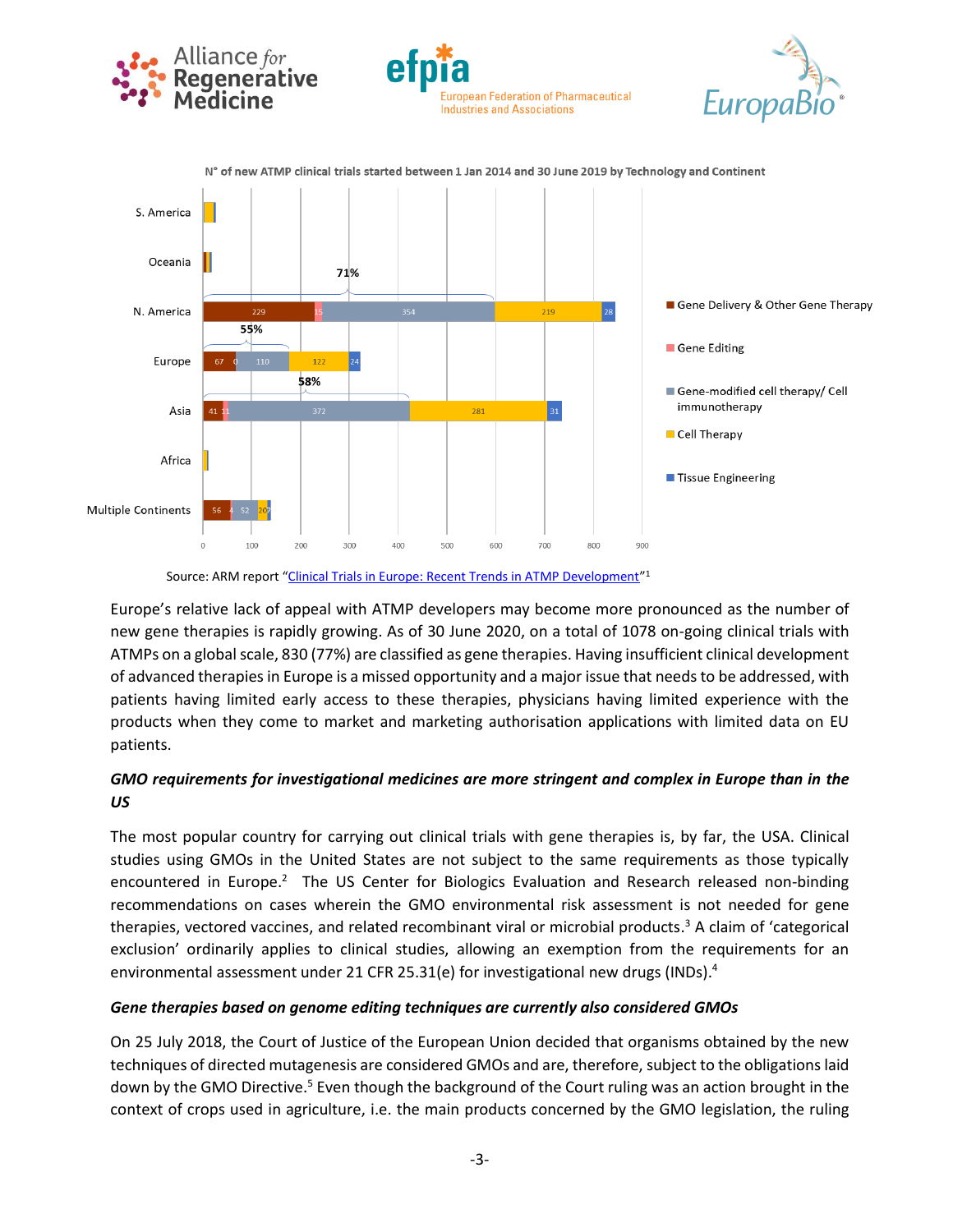N° of new ATMP clinical trials started between 1 Jan 2014 and 30 June 2019 by Technology and Continent

| Continent | Gene Delivery & Other Gene Therapy | Gene Editing | Gene-modified cell therapy/ Cell immunotherapy | Cell Therapy | Tissue Engineering |
|---|---|---|---|---|---|
| S. America | | | | | |
| Oceania | | | | | |
| N. America (71%) | 229 | 15 | 354 | 219 | 28 |
| Europe (55%) | 67 | 0 | 110 | 122 | 24 |
| Asia (58%) | 41 | 11 | 372 | 281 | 31 |
| Africa | | | | | |
| Multiple Continents | 56 | 4 | 52 | 20 | 7 |

Source: ARM report "Clinical Trials in Europe: Recent Trends in ATMP Development"[1]

Europe's relative lack of appeal with ATMP developers may become more pronounced as the number of new gene therapies is rapidly growing. As of 30 June 2020, on a total of 1078 on-going clinical trials with ATMPs on a global scale, 830 (77%) are classified as gene therapies. Having insufficient clinical development of advanced therapies in Europe is a missed opportunity and a major issue that needs to be addressed, with patients having limited early access to these therapies, physicians having limited experience with the products when they come to market and marketing authorisation applications with limited data on EU patients.

### *GMO requirements for investigational medicines are more stringent and complex in Europe than in the US*

The most popular country for carrying out clinical trials with gene therapies is, by far, the USA. Clinical studies using GMOs in the United States are not subject to the same requirements as those typically encountered in Europe.[2] The US Center for Biologics Evaluation and Research released non-binding recommendations on cases wherein the GMO environmental risk assessment is not needed for gene therapies, vectored vaccines, and related recombinant viral or microbial products.[3] A claim of 'categorical exclusion' ordinarily applies to clinical studies, allowing an exemption from the requirements for an environmental assessment under 21 CFR 25.31(e) for investigational new drugs (INDs).[4]

### *Gene therapies based on genome editing techniques are currently also considered GMOs*

On 25 July 2018, the Court of Justice of the European Union decided that organisms obtained by the new techniques of directed mutagenesis are considered GMOs and are, therefore, subject to the obligations laid down by the GMO Directive.[5] Even though the background of the Court ruling was an action brought in the context of crops used in agriculture, i.e. the main products concerned by the GMO legislation, the ruling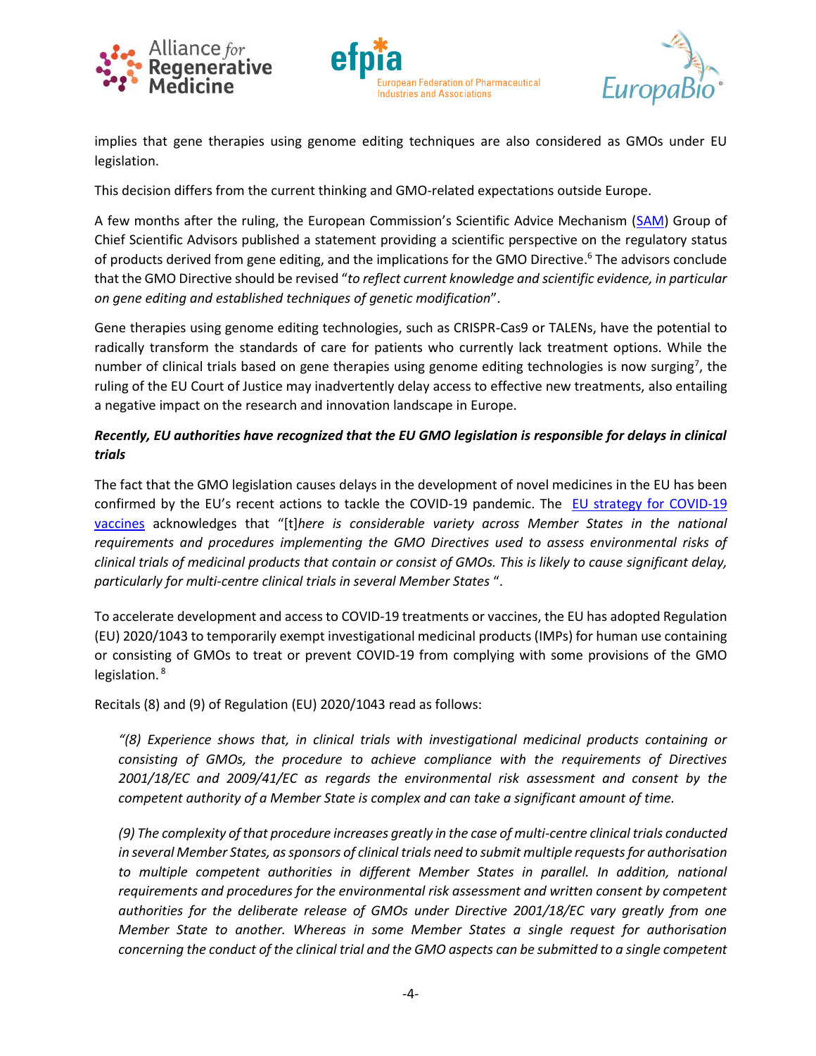implies that gene therapies using genome editing techniques are also considered as GMOs under EU legislation.

This decision differs from the current thinking and GMO-related expectations outside Europe.

A few months after the ruling, the European Commission's Scientific Advice Mechanism (SAM) Group of Chief Scientific Advisors published a statement providing a scientific perspective on the regulatory status of products derived from gene editing, and the implications for the GMO Directive.[6] The advisors conclude that the GMO Directive should be revised "*to reflect current knowledge and scientific evidence, in particular on gene editing and established techniques of genetic modification*".

Gene therapies using genome editing technologies, such as CRISPR-Cas9 or TALENs, have the potential to radically transform the standards of care for patients who currently lack treatment options. While the number of clinical trials based on gene therapies using genome editing technologies is now surging[7], the ruling of the EU Court of Justice may inadvertently delay access to effective new treatments, also entailing a negative impact on the research and innovation landscape in Europe.

***Recently, EU authorities have recognized that the EU GMO legislation is responsible for delays in clinical trials***

The fact that the GMO legislation causes delays in the development of novel medicines in the EU has been confirmed by the EU's recent actions to tackle the COVID-19 pandemic. The EU strategy for COVID-19 vaccines acknowledges that "[t]*here is considerable variety across Member States in the national requirements and procedures implementing the GMO Directives used to assess environmental risks of clinical trials of medicinal products that contain or consist of GMOs. This is likely to cause significant delay, particularly for multi-centre clinical trials in several Member States* ".

To accelerate development and access to COVID-19 treatments or vaccines, the EU has adopted Regulation (EU) 2020/1043 to temporarily exempt investigational medicinal products (IMPs) for human use containing or consisting of GMOs to treat or prevent COVID-19 from complying with some provisions of the GMO legislation.[8]

Recitals (8) and (9) of Regulation (EU) 2020/1043 read as follows:

> *"(8) Experience shows that, in clinical trials with investigational medicinal products containing or consisting of GMOs, the procedure to achieve compliance with the requirements of Directives 2001/18/EC and 2009/41/EC as regards the environmental risk assessment and consent by the competent authority of a Member State is complex and can take a significant amount of time.*
>
> *(9) The complexity of that procedure increases greatly in the case of multi-centre clinical trials conducted in several Member States, as sponsors of clinical trials need to submit multiple requests for authorisation to multiple competent authorities in different Member States in parallel. In addition, national requirements and procedures for the environmental risk assessment and written consent by competent authorities for the deliberate release of GMOs under Directive 2001/18/EC vary greatly from one Member State to another. Whereas in some Member States a single request for authorisation concerning the conduct of the clinical trial and the GMO aspects can be submitted to a single competent*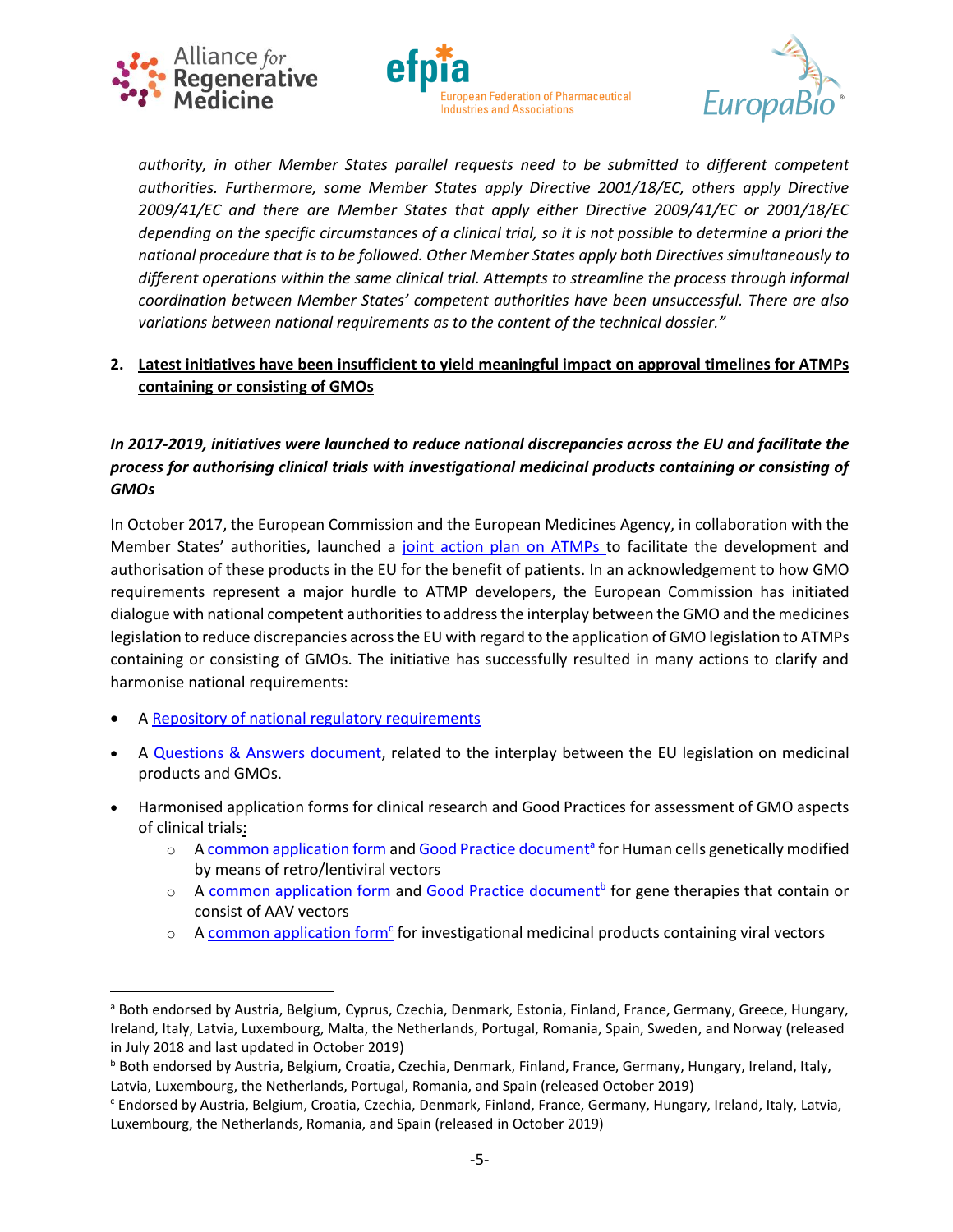*authority, in other Member States parallel requests need to be submitted to different competent authorities. Furthermore, some Member States apply Directive 2001/18/EC, others apply Directive 2009/41/EC and there are Member States that apply either Directive 2009/41/EC or 2001/18/EC depending on the specific circumstances of a clinical trial, so it is not possible to determine a priori the national procedure that is to be followed. Other Member States apply both Directives simultaneously to different operations within the same clinical trial. Attempts to streamline the process through informal coordination between Member States' competent authorities have been unsuccessful. There are also variations between national requirements as to the content of the technical dossier."*

2. **<u>Latest initiatives have been insufficient to yield meaningful impact on approval timelines for ATMPs containing or consisting of GMOs</u>**

***In 2017-2019, initiatives were launched to reduce national discrepancies across the EU and facilitate the process for authorising clinical trials with investigational medicinal products containing or consisting of GMOs***

In October 2017, the European Commission and the European Medicines Agency, in collaboration with the Member States' authorities, launched a joint action plan on ATMPs to facilitate the development and authorisation of these products in the EU for the benefit of patients. In an acknowledgement to how GMO requirements represent a major hurdle to ATMP developers, the European Commission has initiated dialogue with national competent authorities to address the interplay between the GMO and the medicines legislation to reduce discrepancies across the EU with regard to the application of GMO legislation to ATMPs containing or consisting of GMOs. The initiative has successfully resulted in many actions to clarify and harmonise national requirements:

- A Repository of national regulatory requirements
- A Questions & Answers document, related to the interplay between the EU legislation on medicinal products and GMOs.
- Harmonised application forms for clinical research and Good Practices for assessment of GMO aspects of clinical trials:
  - A common application form and Good Practice document[a] for Human cells genetically modified by means of retro/lentiviral vectors
  - A common application form and Good Practice document[b] for gene therapies that contain or consist of AAV vectors
  - A common application form[c] for investigational medicinal products containing viral vectors

---

[a] Both endorsed by Austria, Belgium, Cyprus, Czechia, Denmark, Estonia, Finland, France, Germany, Greece, Hungary, Ireland, Italy, Latvia, Luxembourg, Malta, the Netherlands, Portugal, Romania, Spain, Sweden, and Norway (released in July 2018 and last updated in October 2019)

[b] Both endorsed by Austria, Belgium, Croatia, Czechia, Denmark, Finland, France, Germany, Hungary, Ireland, Italy, Latvia, Luxembourg, the Netherlands, Portugal, Romania, and Spain (released October 2019)

[c] Endorsed by Austria, Belgium, Croatia, Czechia, Denmark, Finland, France, Germany, Hungary, Ireland, Italy, Latvia, Luxembourg, the Netherlands, Romania, and Spain (released in October 2019)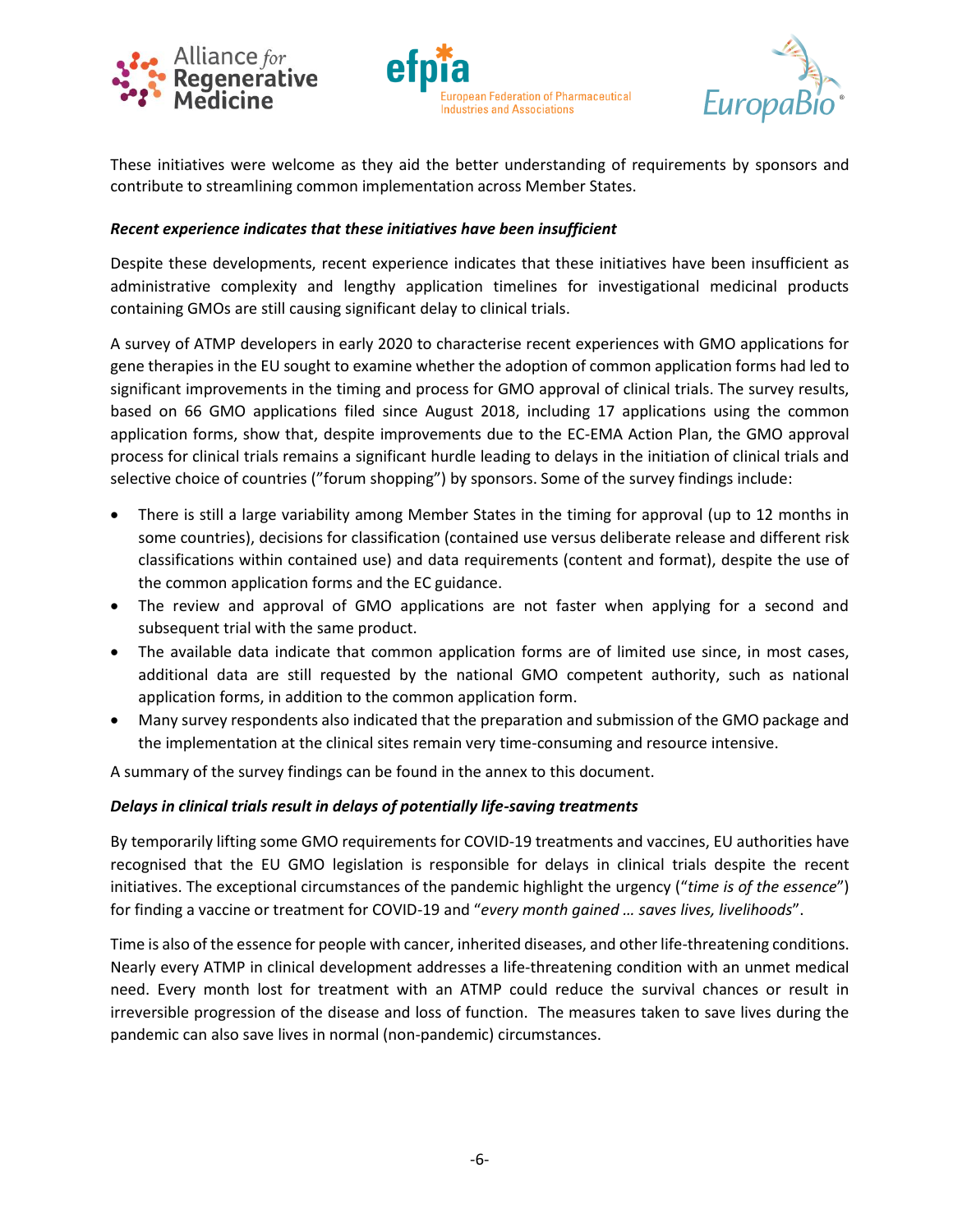These initiatives were welcome as they aid the better understanding of requirements by sponsors and contribute to streamlining common implementation across Member States.

***Recent experience indicates that these initiatives have been insufficient***

Despite these developments, recent experience indicates that these initiatives have been insufficient as administrative complexity and lengthy application timelines for investigational medicinal products containing GMOs are still causing significant delay to clinical trials.

A survey of ATMP developers in early 2020 to characterise recent experiences with GMO applications for gene therapies in the EU sought to examine whether the adoption of common application forms had led to significant improvements in the timing and process for GMO approval of clinical trials. The survey results, based on 66 GMO applications filed since August 2018, including 17 applications using the common application forms, show that, despite improvements due to the EC-EMA Action Plan, the GMO approval process for clinical trials remains a significant hurdle leading to delays in the initiation of clinical trials and selective choice of countries ("forum shopping") by sponsors. Some of the survey findings include:

- There is still a large variability among Member States in the timing for approval (up to 12 months in some countries), decisions for classification (contained use versus deliberate release and different risk classifications within contained use) and data requirements (content and format), despite the use of the common application forms and the EC guidance.
- The review and approval of GMO applications are not faster when applying for a second and subsequent trial with the same product.
- The available data indicate that common application forms are of limited use since, in most cases, additional data are still requested by the national GMO competent authority, such as national application forms, in addition to the common application form.
- Many survey respondents also indicated that the preparation and submission of the GMO package and the implementation at the clinical sites remain very time-consuming and resource intensive.

A summary of the survey findings can be found in the annex to this document.

***Delays in clinical trials result in delays of potentially life-saving treatments***

By temporarily lifting some GMO requirements for COVID-19 treatments and vaccines, EU authorities have recognised that the EU GMO legislation is responsible for delays in clinical trials despite the recent initiatives. The exceptional circumstances of the pandemic highlight the urgency ("*time is of the essence*") for finding a vaccine or treatment for COVID-19 and "*every month gained … saves lives, livelihoods*".

Time is also of the essence for people with cancer, inherited diseases, and other life-threatening conditions. Nearly every ATMP in clinical development addresses a life-threatening condition with an unmet medical need. Every month lost for treatment with an ATMP could reduce the survival chances or result in irreversible progression of the disease and loss of function. The measures taken to save lives during the pandemic can also save lives in normal (non-pandemic) circumstances.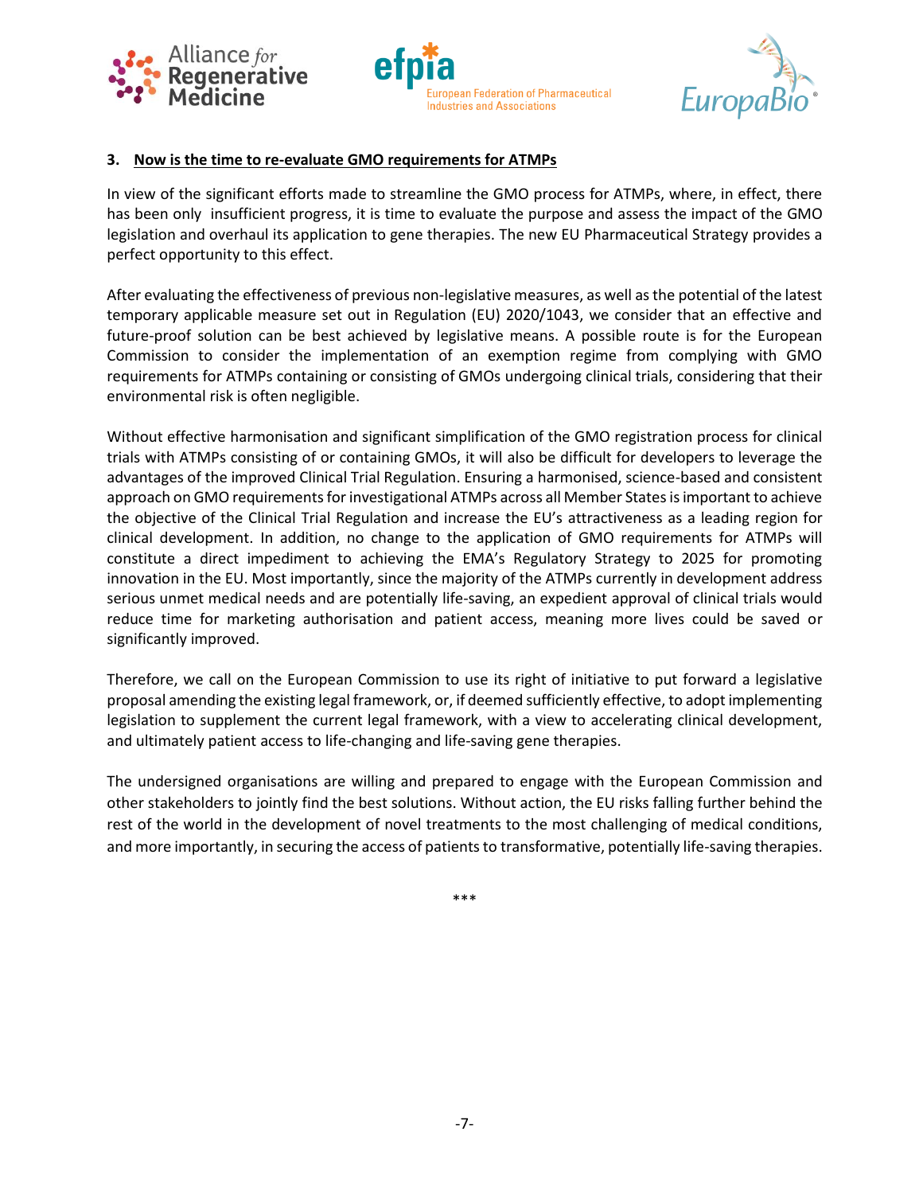### 3. Now is the time to re-evaluate GMO requirements for ATMPs

In view of the significant efforts made to streamline the GMO process for ATMPs, where, in effect, there has been only insufficient progress, it is time to evaluate the purpose and assess the impact of the GMO legislation and overhaul its application to gene therapies. The new EU Pharmaceutical Strategy provides a perfect opportunity to this effect.

After evaluating the effectiveness of previous non-legislative measures, as well as the potential of the latest temporary applicable measure set out in Regulation (EU) 2020/1043, we consider that an effective and future-proof solution can be best achieved by legislative means. A possible route is for the European Commission to consider the implementation of an exemption regime from complying with GMO requirements for ATMPs containing or consisting of GMOs undergoing clinical trials, considering that their environmental risk is often negligible.

Without effective harmonisation and significant simplification of the GMO registration process for clinical trials with ATMPs consisting of or containing GMOs, it will also be difficult for developers to leverage the advantages of the improved Clinical Trial Regulation. Ensuring a harmonised, science-based and consistent approach on GMO requirements for investigational ATMPs across all Member States is important to achieve the objective of the Clinical Trial Regulation and increase the EU's attractiveness as a leading region for clinical development. In addition, no change to the application of GMO requirements for ATMPs will constitute a direct impediment to achieving the EMA's Regulatory Strategy to 2025 for promoting innovation in the EU. Most importantly, since the majority of the ATMPs currently in development address serious unmet medical needs and are potentially life-saving, an expedient approval of clinical trials would reduce time for marketing authorisation and patient access, meaning more lives could be saved or significantly improved.

Therefore, we call on the European Commission to use its right of initiative to put forward a legislative proposal amending the existing legal framework, or, if deemed sufficiently effective, to adopt implementing legislation to supplement the current legal framework, with a view to accelerating clinical development, and ultimately patient access to life-changing and life-saving gene therapies.

The undersigned organisations are willing and prepared to engage with the European Commission and other stakeholders to jointly find the best solutions. Without action, the EU risks falling further behind the rest of the world in the development of novel treatments to the most challenging of medical conditions, and more importantly, in securing the access of patients to transformative, potentially life-saving therapies.

***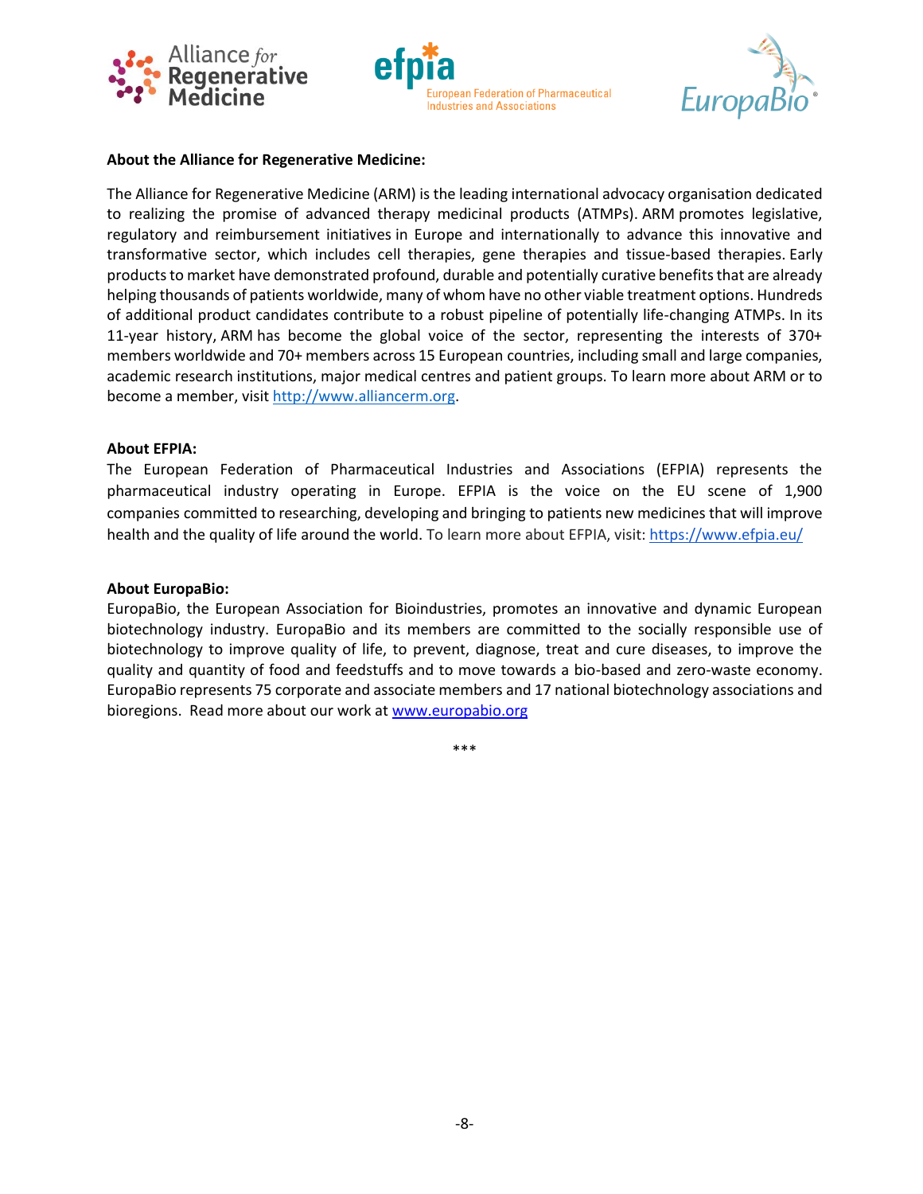**About the Alliance for Regenerative Medicine:**

The Alliance for Regenerative Medicine (ARM) is the leading international advocacy organisation dedicated to realizing the promise of advanced therapy medicinal products (ATMPs). ARM promotes legislative, regulatory and reimbursement initiatives in Europe and internationally to advance this innovative and transformative sector, which includes cell therapies, gene therapies and tissue-based therapies. Early products to market have demonstrated profound, durable and potentially curative benefits that are already helping thousands of patients worldwide, many of whom have no other viable treatment options. Hundreds of additional product candidates contribute to a robust pipeline of potentially life-changing ATMPs. In its 11-year history, ARM has become the global voice of the sector, representing the interests of 370+ members worldwide and 70+ members across 15 European countries, including small and large companies, academic research institutions, major medical centres and patient groups. To learn more about ARM or to become a member, visit http://www.alliancerm.org.

**About EFPIA:**

The European Federation of Pharmaceutical Industries and Associations (EFPIA) represents the pharmaceutical industry operating in Europe. EFPIA is the voice on the EU scene of 1,900 companies committed to researching, developing and bringing to patients new medicines that will improve health and the quality of life around the world. To learn more about EFPIA, visit: https://www.efpia.eu/

**About EuropaBio:**

EuropaBio, the European Association for Bioindustries, promotes an innovative and dynamic European biotechnology industry. EuropaBio and its members are committed to the socially responsible use of biotechnology to improve quality of life, to prevent, diagnose, treat and cure diseases, to improve the quality and quantity of food and feedstuffs and to move towards a bio-based and zero-waste economy. EuropaBio represents 75 corporate and associate members and 17 national biotechnology associations and bioregions. Read more about our work at www.europabio.org

***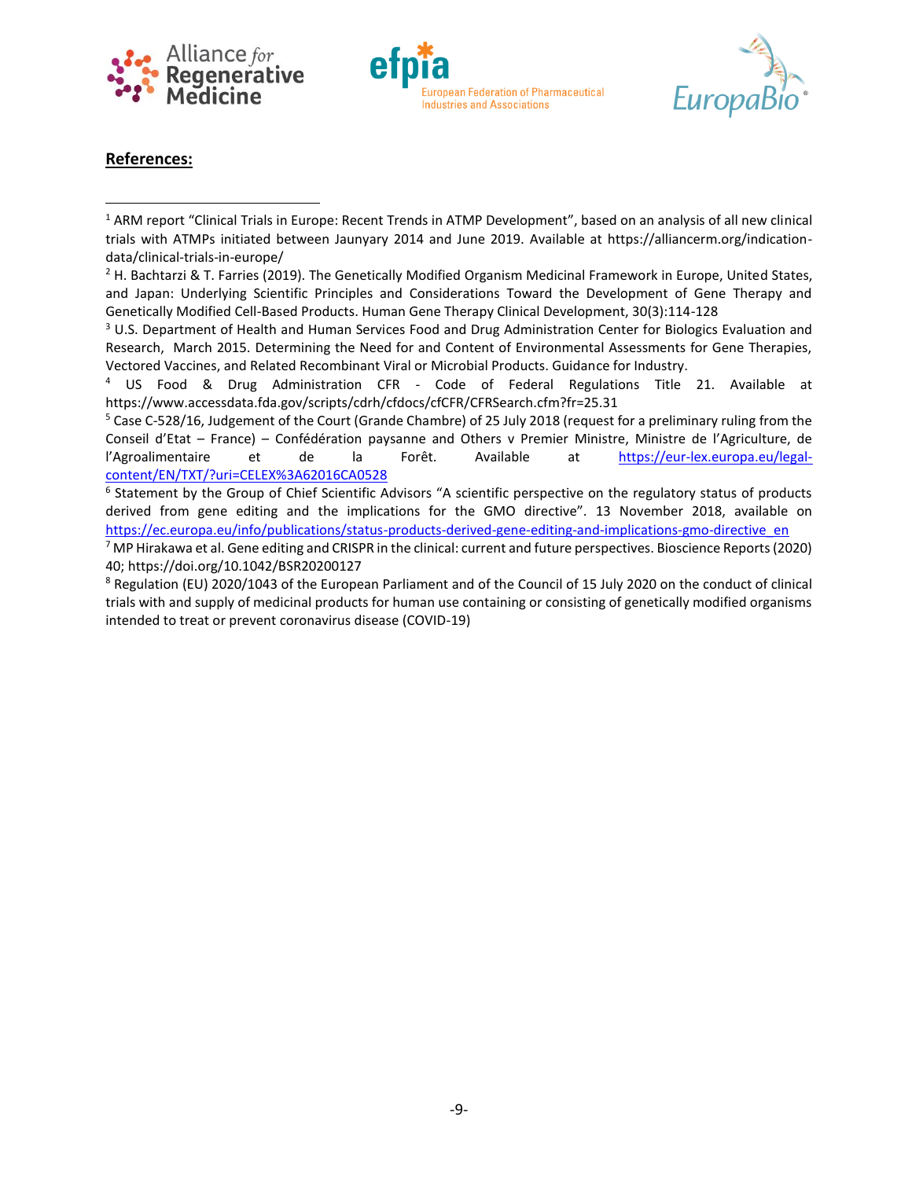## References:

[1] ARM report "Clinical Trials in Europe: Recent Trends in ATMP Development", based on an analysis of all new clinical trials with ATMPs initiated between Jaunyary 2014 and June 2019. Available at https://alliancerm.org/indication-data/clinical-trials-in-europe/

[2] H. Bachtarzi & T. Farries (2019). The Genetically Modified Organism Medicinal Framework in Europe, United States, and Japan: Underlying Scientific Principles and Considerations Toward the Development of Gene Therapy and Genetically Modified Cell-Based Products. Human Gene Therapy Clinical Development, 30(3):114-128

[3] U.S. Department of Health and Human Services Food and Drug Administration Center for Biologics Evaluation and Research, March 2015. Determining the Need for and Content of Environmental Assessments for Gene Therapies, Vectored Vaccines, and Related Recombinant Viral or Microbial Products. Guidance for Industry.

[4] US Food & Drug Administration CFR - Code of Federal Regulations Title 21. Available at https://www.accessdata.fda.gov/scripts/cdrh/cfdocs/cfCFR/CFRSearch.cfm?fr=25.31

[5] Case C-528/16, Judgement of the Court (Grande Chambre) of 25 July 2018 (request for a preliminary ruling from the Conseil d'Etat – France) – Confédération paysanne and Others v Premier Ministre, Ministre de l'Agriculture, de l'Agroalimentaire et de la Forêt. Available at https://eur-lex.europa.eu/legal-content/EN/TXT/?uri=CELEX%3A62016CA0528

[6] Statement by the Group of Chief Scientific Advisors "A scientific perspective on the regulatory status of products derived from gene editing and the implications for the GMO directive". 13 November 2018, available on https://ec.europa.eu/info/publications/status-products-derived-gene-editing-and-implications-gmo-directive_en

[7] MP Hirakawa et al. Gene editing and CRISPR in the clinical: current and future perspectives. Bioscience Reports (2020) 40; https://doi.org/10.1042/BSR20200127

[8] Regulation (EU) 2020/1043 of the European Parliament and of the Council of 15 July 2020 on the conduct of clinical trials with and supply of medicinal products for human use containing or consisting of genetically modified organisms intended to treat or prevent coronavirus disease (COVID-19)